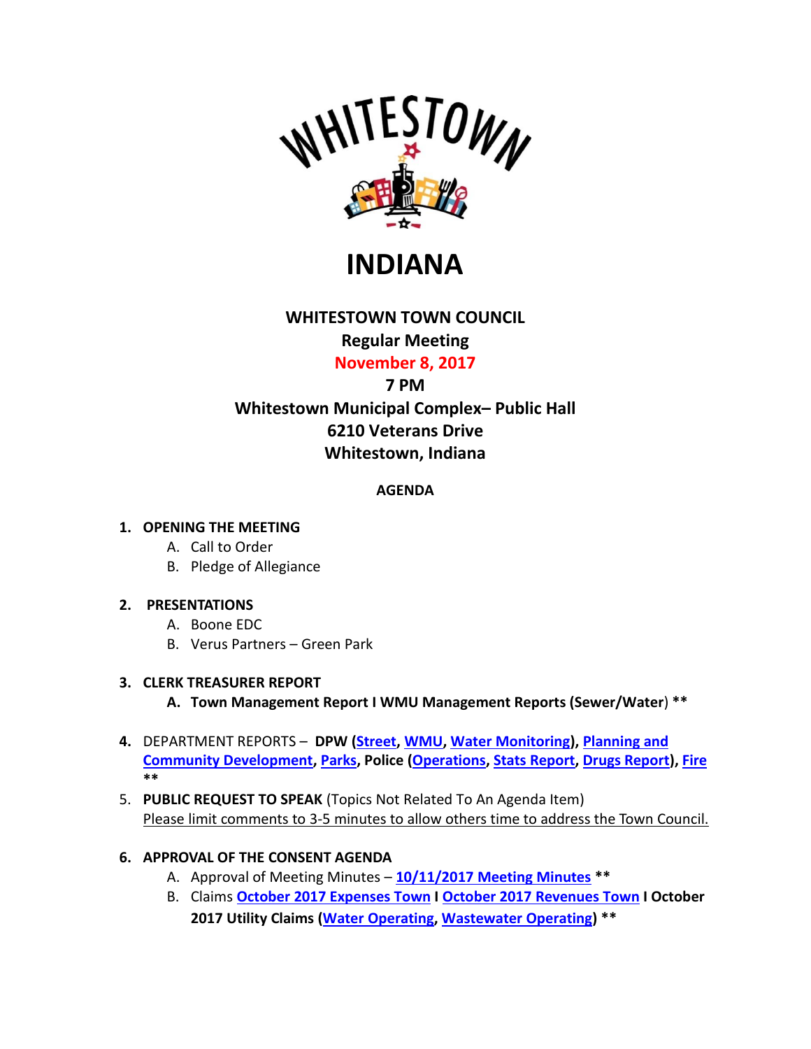# WHITESTOWN

# INDIANA

## WHITESTOWN TOWN COUNCIL

**Regular Meeting**

**November 8, 2017**

**7 PM**

**Whitestown Municipal Complex– Public Hall**
**6210 Veterans Drive**
**Whitestown, Indiana**

**AGENDA**

1. **OPENING THE MEETING**
   A. Call to Order
   B. Pledge of Allegiance

2. **PRESENTATIONS**
   A. Boone EDC
   B. Verus Partners – Green Park

3. **CLERK TREASURER REPORT**
   **A. Town Management Report I WMU Management Reports (Sewer/Water) \*\***

4. DEPARTMENT REPORTS – **DPW (Street, WMU, Water Monitoring), Planning and Community Development, Parks, Police (Operations, Stats Report, Drugs Report), Fire \*\***

5. **PUBLIC REQUEST TO SPEAK** (Topics Not Related To An Agenda Item)
   Please limit comments to 3-5 minutes to allow others time to address the Town Council.

6. **APPROVAL OF THE CONSENT AGENDA**
   A. Approval of Meeting Minutes – **10/11/2017 Meeting Minutes \*\***
   B. Claims **October 2017 Expenses Town I October 2017 Revenues Town I October 2017 Utility Claims (Water Operating, Wastewater Operating) \*\***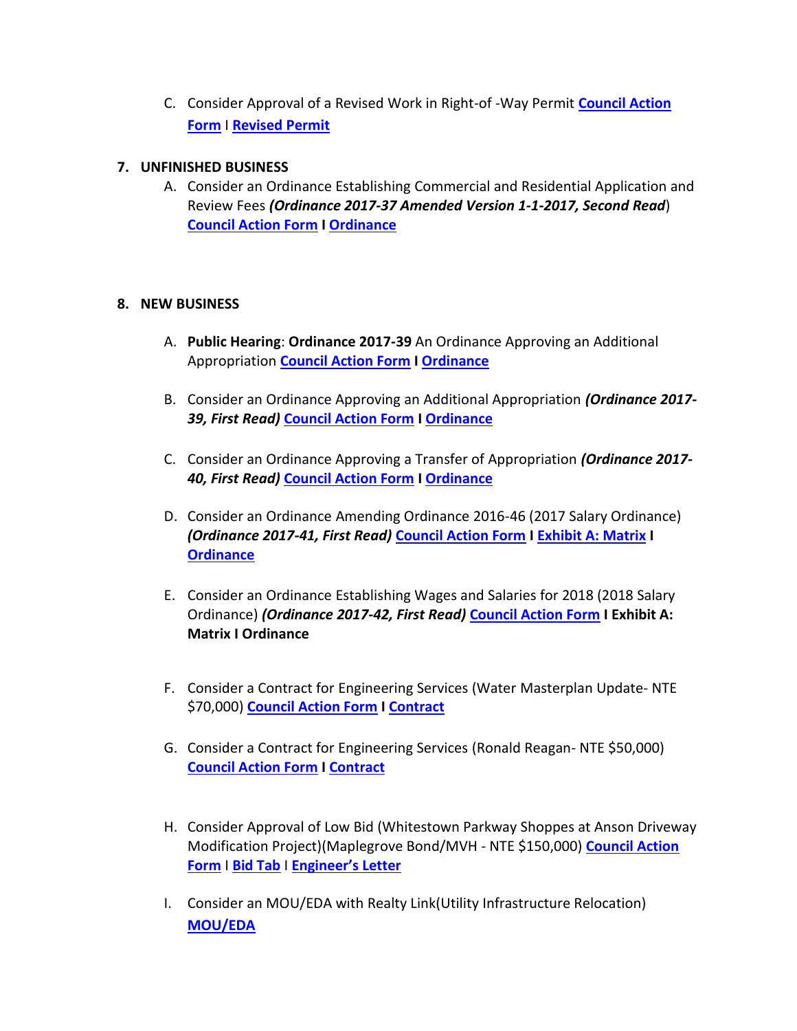C. Consider Approval of a Revised Work in Right-of -Way Permit **Council Action Form** I **Revised Permit**

**7. UNFINISHED BUSINESS**

A. Consider an Ordinance Establishing Commercial and Residential Application and Review Fees ***(Ordinance 2017-37 Amended Version 1-1-2017, Second Read***) **Council Action Form I Ordinance**

**8. NEW BUSINESS**

A. **Public Hearing**: **Ordinance 2017-39** An Ordinance Approving an Additional Appropriation **Council Action Form I Ordinance**

B. Consider an Ordinance Approving an Additional Appropriation ***(Ordinance 2017-39, First Read)*** **Council Action Form I Ordinance**

C. Consider an Ordinance Approving a Transfer of Appropriation ***(Ordinance 2017-40, First Read)*** **Council Action Form I Ordinance**

D. Consider an Ordinance Amending Ordinance 2016-46 (2017 Salary Ordinance) ***(Ordinance 2017-41, First Read)*** **Council Action Form I Exhibit A: Matrix I Ordinance**

E. Consider an Ordinance Establishing Wages and Salaries for 2018 (2018 Salary Ordinance) ***(Ordinance 2017-42, First Read)*** **Council Action Form I Exhibit A: Matrix I Ordinance**

F. Consider a Contract for Engineering Services (Water Masterplan Update- NTE $70,000) **Council Action Form I Contract**

G. Consider a Contract for Engineering Services (Ronald Reagan- NTE $50,000) **Council Action Form I Contract**

H. Consider Approval of Low Bid (Whitestown Parkway Shoppes at Anson Driveway Modification Project)(Maplegrove Bond/MVH - NTE $150,000) **Council Action Form** I **Bid Tab** I **Engineer's Letter**

I. Consider an MOU/EDA with Realty Link(Utility Infrastructure Relocation) **MOU/EDA**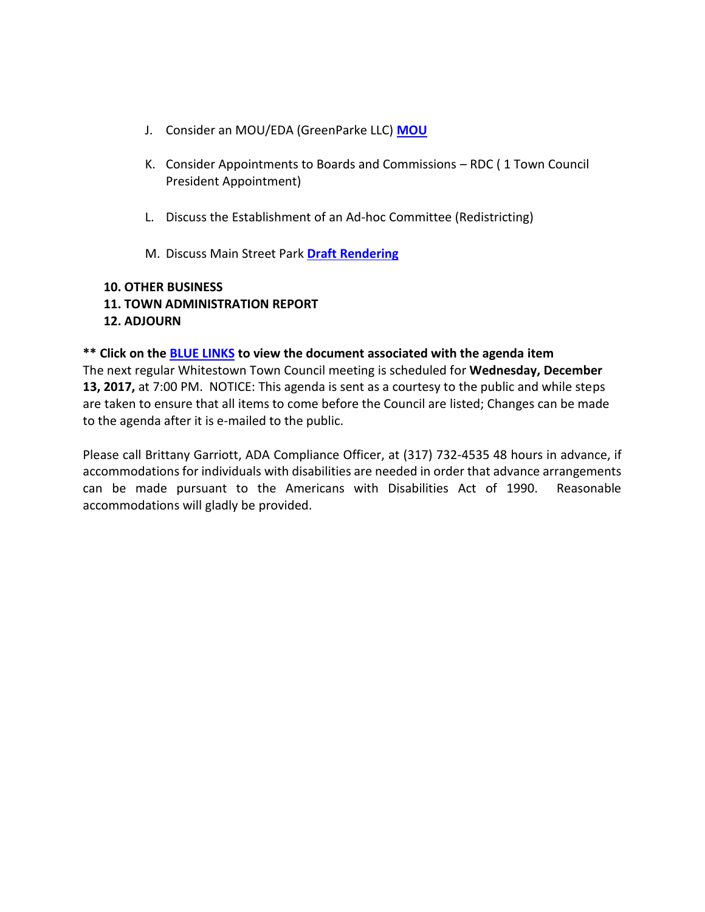J. Consider an MOU/EDA (GreenParke LLC) **MOU**

K. Consider Appointments to Boards and Commissions – RDC ( 1 Town Council President Appointment)

L. Discuss the Establishment of an Ad-hoc Committee (Redistricting)

M. Discuss Main Street Park **Draft Rendering**

**10. OTHER BUSINESS**
**11. TOWN ADMINISTRATION REPORT**
**12. ADJOURN**

**\*\* Click on the BLUE LINKS to view the document associated with the agenda item**
The next regular Whitestown Town Council meeting is scheduled for **Wednesday, December 13, 2017,** at 7:00 PM. NOTICE: This agenda is sent as a courtesy to the public and while steps are taken to ensure that all items to come before the Council are listed; Changes can be made to the agenda after it is e-mailed to the public.

Please call Brittany Garriott, ADA Compliance Officer, at (317) 732-4535 48 hours in advance, if accommodations for individuals with disabilities are needed in order that advance arrangements can be made pursuant to the Americans with Disabilities Act of 1990. Reasonable accommodations will gladly be provided.